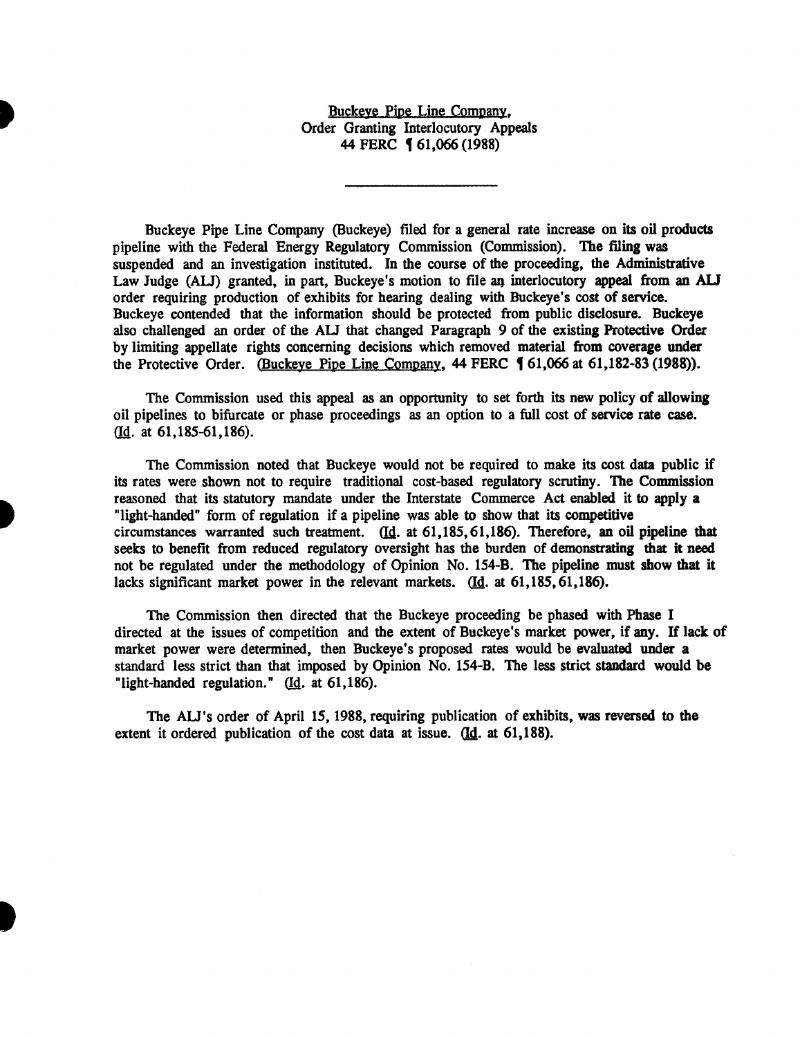<u>Buckeye Pipe Line Company</u>,
Order Granting Interlocutory Appeals
44 FERC ¶ 61,066 (1988)

---

Buckeye Pipe Line Company (Buckeye) filed for a general rate increase on its oil products pipeline with the Federal Energy Regulatory Commission (Commission). The filing was suspended and an investigation instituted. In the course of the proceeding, the Administrative Law Judge (ALJ) granted, in part, Buckeye's motion to file an interlocutory appeal from an ALJ order requiring production of exhibits for hearing dealing with Buckeye's cost of service. Buckeye contended that the information should be protected from public disclosure. Buckeye also challenged an order of the ALJ that changed Paragraph 9 of the existing Protective Order by limiting appellate rights concerning decisions which removed material from coverage under the Protective Order. (<u>Buckeye Pipe Line Company</u>, 44 FERC ¶ 61,066 at 61,182-83 (1988)).

The Commission used this appeal as an opportunity to set forth its new policy of allowing oil pipelines to bifurcate or phase proceedings as an option to a full cost of service rate case. (<u>Id</u>. at 61,185-61,186).

The Commission noted that Buckeye would not be required to make its cost data public if its rates were shown not to require traditional cost-based regulatory scrutiny. The Commission reasoned that its statutory mandate under the Interstate Commerce Act enabled it to apply a "light-handed" form of regulation if a pipeline was able to show that its competitive circumstances warranted such treatment. (<u>Id</u>. at 61,185, 61,186). Therefore, an oil pipeline that seeks to benefit from reduced regulatory oversight has the burden of demonstrating that it need not be regulated under the methodology of Opinion No. 154-B. The pipeline must show that it lacks significant market power in the relevant markets. (<u>Id</u>. at 61,185, 61,186).

The Commission then directed that the Buckeye proceeding be phased with Phase I directed at the issues of competition and the extent of Buckeye's market power, if any. If lack of market power were determined, then Buckeye's proposed rates would be evaluated under a standard less strict than that imposed by Opinion No. 154-B. The less strict standard would be "light-handed regulation." (<u>Id</u>. at 61,186).

The ALJ's order of April 15, 1988, requiring publication of exhibits, was reversed to the extent it ordered publication of the cost data at issue. (<u>Id</u>. at 61,188).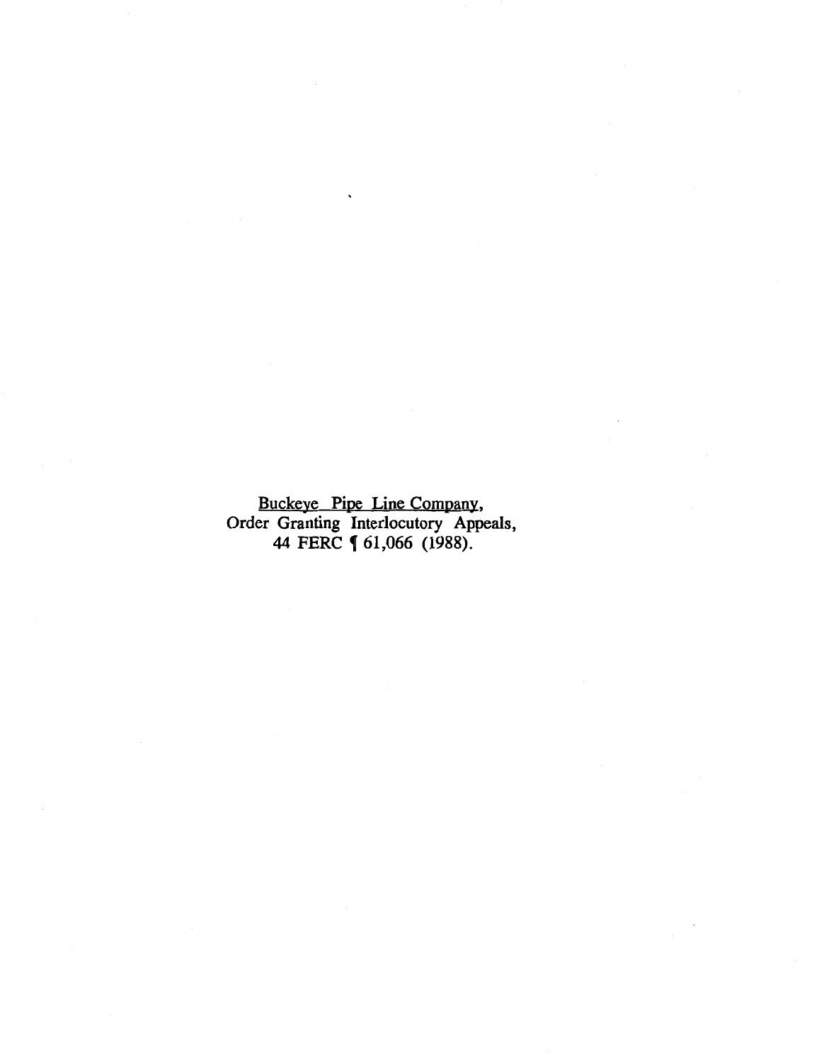Buckeye Pipe Line Company,
Order Granting Interlocutory Appeals,
44 FERC ¶ 61,066 (1988).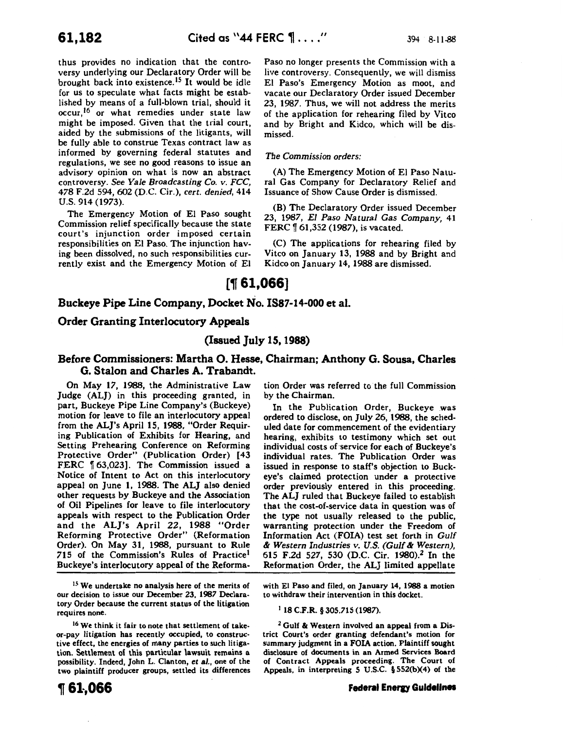thus provides no indication that the controversy underlying our Declaratory Order will be brought back into existence.[15] It would be idle for us to speculate what facts might be established by means of a full-blown trial, should it occur,[16] or what remedies under state law might be imposed. Given that the trial court, aided by the submissions of the litigants, will be fully able to construe Texas contract law as informed by governing federal statutes and regulations, we see no good reasons to issue an advisory opinion on what is now an abstract controversy. *See Yale Broadcasting Co. v. FCC*, 478 F.2d 594, 602 (D.C. Cir.), *cert. denied*, 414 U.S. 914 (1973).

The Emergency Motion of El Paso sought Commission relief specifically because the state court's injunction order imposed certain responsibilities on El Paso. The injunction having been dissolved, no such responsibilities currently exist and the Emergency Motion of El Paso no longer presents the Commission with a live controversy. Consequently, we will dismiss El Paso's Emergency Motion as moot, and vacate our Declaratory Order issued December 23, 1987. Thus, we will not address the merits of the application for rehearing filed by Vitco and by Bright and Kidco, which will be dismissed.

*The Commission orders:*

(A) The Emergency Motion of El Paso Natural Gas Company for Declaratory Relief and Issuance of Show Cause Order is dismissed.

(B) The Declaratory Order issued December 23, 1987, *El Paso Natural Gas Company*, 41 FERC ¶ 61,352 (1987), is vacated.

(C) The applications for rehearing filed by Vitco on January 13, 1988 and by Bright and Kidco on January 14, 1988 are dismissed.

# [¶ 61,066]

## Buckeye Pipe Line Company, Docket No. IS87-14-000 et al.

## Order Granting Interlocutory Appeals

### (Issued July 15, 1988)

### Before Commissioners: Martha O. Hesse, Chairman; Anthony G. Sousa, Charles G. Stalon and Charles A. Trabandt.

On May 17, 1988, the Administrative Law Judge (ALJ) in this proceeding granted, in part, Buckeye Pipe Line Company's (Buckeye) motion for leave to file an interlocutory appeal from the ALJ's April 15, 1988, "Order Requiring Publication of Exhibits for Hearing, and Setting Prehearing Conference on Reforming Protective Order" (Publication Order) [43 FERC ¶ 63,023]. The Commission issued a Notice of Intent to Act on this interlocutory appeal on June 1, 1988. The ALJ also denied other requests by Buckeye and the Association of Oil Pipelines for leave to file interlocutory appeals with respect to the Publication Order and the ALJ's April 22, 1988 "Order Reforming Protective Order" (Reformation Order). On May 31, 1988, pursuant to Rule 715 of the Commission's Rules of Practice[1] Buckeye's interlocutory appeal of the Reformation Order was referred to the full Commission by the Chairman.

In the Publication Order, Buckeye was ordered to disclose, on July 26, 1988, the scheduled date for commencement of the evidentiary hearing, exhibits to testimony which set out individual costs of service for each of Buckeye's individual rates. The Publication Order was issued in response to staff's objection to Buckeye's claimed protection under a protective order previously entered in this proceeding. The ALJ ruled that Buckeye failed to establish that the cost-of-service data in question was of the type not usually released to the public, warranting protection under the Freedom of Information Act (FOIA) test set forth in *Gulf & Western Industries v. U.S. (Gulf & Western)*, 615 F.2d 527, 530 (D.C. Cir. 1980).[2] In the Reformation Order, the ALJ limited appellate

[15] We undertake no analysis here of the merits of our decision to issue our December 23, 1987 Declaratory Order because the current status of the litigation requires none.

[16] We think it fair to note that settlement of take-or-pay litigation has recently occupied, to constructive effect, the energies of many parties to such litigation. Settlement of this particular lawsuit remains a possibility. Indeed, John L. Clanton, *et al.*, one of the two plaintiff producer groups, settled its differences with El Paso and filed, on January 14, 1988 a motion to withdraw their intervention in this docket.

[1] 18 C.F.R. § 305.715 (1987).

[2] Gulf & Western involved an appeal from a District Court's order granting defendant's motion for summary judgment in a FOIA action. Plaintiff sought disclosure of documents in an Armed Services Board of Contract Appeals proceeding. The Court of Appeals, in interpreting 5 U.S.C. § 552(b)(4) of the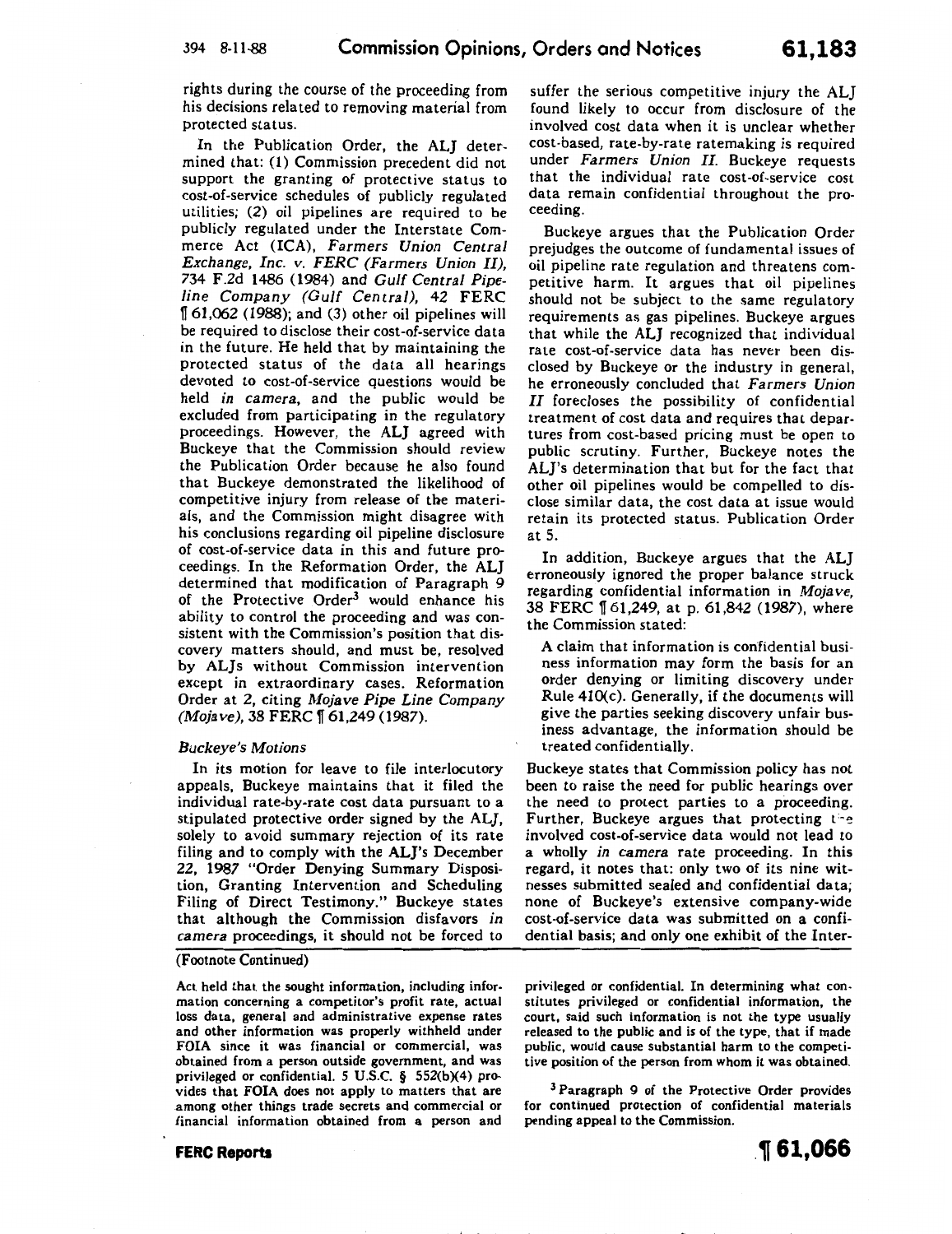rights during the course of the proceeding from his decisions related to removing material from protected status.

In the Publication Order, the ALJ determined that: (1) Commission precedent did not support the granting of protective status to cost-of-service schedules of publicly regulated utilities; (2) oil pipelines are required to be publicly regulated under the Interstate Commerce Act (ICA), *Farmers Union Central Exchange, Inc. v. FERC (Farmers Union II)*, 734 F.2d 1486 (1984) and *Gulf Central Pipeline Company (Gulf Central)*, 42 FERC ¶ 61,062 (1988); and (3) other oil pipelines will be required to disclose their cost-of-service data in the future. He held that by maintaining the protected status of the data all hearings devoted to cost-of-service questions would be held *in camera*, and the public would be excluded from participating in the regulatory proceedings. However, the ALJ agreed with Buckeye that the Commission should review the Publication Order because he also found that Buckeye demonstrated the likelihood of competitive injury from release of the materials, and the Commission might disagree with his conclusions regarding oil pipeline disclosure of cost-of-service data in this and future proceedings. In the Reformation Order, the ALJ determined that modification of Paragraph 9 of the Protective Order[3] would enhance his ability to control the proceeding and was consistent with the Commission's position that discovery matters should, and must be, resolved by ALJs without Commission intervention except in extraordinary cases. Reformation Order at 2, citing *Mojave Pipe Line Company (Mojave)*, 38 FERC ¶ 61,249 (1987).

*Buckeye's Motions*

In its motion for leave to file interlocutory appeals, Buckeye maintains that it filed the individual rate-by-rate cost data pursuant to a stipulated protective order signed by the ALJ, solely to avoid summary rejection of its rate filing and to comply with the ALJ's December 22, 1987 "Order Denying Summary Disposition, Granting Intervention and Scheduling Filing of Direct Testimony." Buckeye states that although the Commission disfavors *in camera* proceedings, it should not be forced to suffer the serious competitive injury the ALJ found likely to occur from disclosure of the involved cost data when it is unclear whether cost-based, rate-by-rate ratemaking is required under *Farmers Union II*. Buckeye requests that the individual rate cost-of-service cost data remain confidential throughout the proceeding.

Buckeye argues that the Publication Order prejudges the outcome of fundamental issues of oil pipeline rate regulation and threatens competitive harm. It argues that oil pipelines should not be subject to the same regulatory requirements as gas pipelines. Buckeye argues that while the ALJ recognized that individual rate cost-of-service data has never been disclosed by Buckeye or the industry in general, he erroneously concluded that *Farmers Union II* forecloses the possibility of confidential treatment of cost data and requires that departures from cost-based pricing must be open to public scrutiny. Further, Buckeye notes the ALJ's determination that but for the fact that other oil pipelines would be compelled to disclose similar data, the cost data at issue would retain its protected status. Publication Order at 5.

In addition, Buckeye argues that the ALJ erroneously ignored the proper balance struck regarding confidential information in *Mojave*, 38 FERC ¶ 61,249, at p. 61,842 (1987), where the Commission stated:

> A claim that information is confidential business information may form the basis for an order denying or limiting discovery under Rule 410(c). Generally, if the documents will give the parties seeking discovery unfair business advantage, the information should be treated confidentially.

Buckeye states that Commission policy has not been to raise the need for public hearings over the need to protect parties to a proceeding. Further, Buckeye argues that protecting the involved cost-of-service data would not lead to a wholly *in camera* rate proceeding. In this regard, it notes that: only two of its nine witnesses submitted sealed and confidential data; none of Buckeye's extensive company-wide cost-of-service data was submitted on a confidential basis; and only one exhibit of the Inter-

(Footnote Continued)

Act held that the sought information, including information concerning a competitor's profit rate, actual loss data, general and administrative expense rates and other information was properly withheld under FOIA since it was financial or commercial, was obtained from a person outside government, and was privileged or confidential. 5 U.S.C. § 552(b)(4) provides that FOIA does not apply to matters that are among other things trade secrets and commercial or financial information obtained from a person and privileged or confidential. In determining what constitutes privileged or confidential information, the court, said such information is not the type usually released to the public and is of the type, that if made public, would cause substantial harm to the competitive position of the person from whom it was obtained.

[3] Paragraph 9 of the Protective Order provides for continued protection of confidential materials pending appeal to the Commission.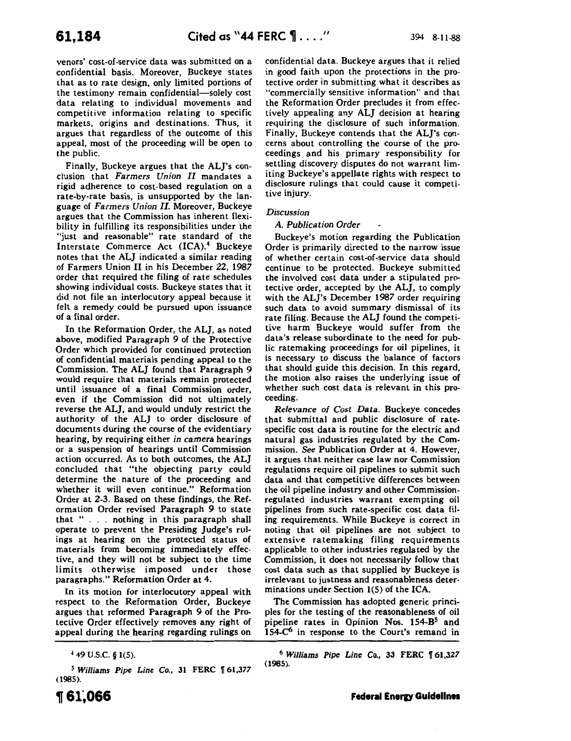venors' cost-of-service data was submitted on a confidential basis. Moreover, Buckeye states that as to rate design, only limited portions of the testimony remain confidential—solely cost data relating to individual movements and competitive information relating to specific markets, origins and destinations. Thus, it argues that regardless of the outcome of this appeal, most of the proceeding will be open to the public.

Finally, Buckeye argues that the ALJ's conclusion that *Farmers Union II* mandates a rigid adherence to cost-based regulation on a rate-by-rate basis, is unsupported by the language of *Farmers Union II*. Moreover, Buckeye argues that the Commission has inherent flexibility in fulfilling its responsibilities under the "just and reasonable" rate standard of the Interstate Commerce Act (ICA).[4] Buckeye notes that the ALJ indicated a similar reading of Farmers Union II in his December 22, 1987 order that required the filing of rate schedules showing individual costs. Buckeye states that it did not file an interlocutory appeal because it felt a remedy could be pursued upon issuance of a final order.

In the Reformation Order, the ALJ, as noted above, modified Paragraph 9 of the Protective Order which provided for continued protection of confidential materials pending appeal to the Commission. The ALJ found that Paragraph 9 would require that materials remain protected until issuance of a final Commission order, even if the Commission did not ultimately reverse the ALJ, and would unduly restrict the authority of the ALJ to order disclosure of documents during the course of the evidentiary hearing, by requiring either *in camera* hearings or a suspension of hearings until Commission action occurred. As to both outcomes, the ALJ concluded that "the objecting party could determine the nature of the proceeding and whether it will even continue." Reformation Order at 2-3. Based on these findings, the Reformation Order revised Paragraph 9 to state that " . . . nothing in this paragraph shall operate to prevent the Presiding Judge's rulings at hearing on the protected status of materials from becoming immediately effective, and they will not be subject to the time limits otherwise imposed under those paragraphs." Reformation Order at 4.

In its motion for interlocutory appeal with respect to the Reformation Order, Buckeye argues that reformed Paragraph 9 of the Protective Order effectively removes any right of appeal during the hearing regarding rulings on confidential data. Buckeye argues that it relied in good faith upon the protections in the protective order in submitting what it describes as "commercially sensitive information" and that the Reformation Order precludes it from effectively appealing any ALJ decision at hearing requiring the disclosure of such information. Finally, Buckeye contends that the ALJ's concerns about controlling the course of the proceedings and his primary responsibility for settling discovery disputes do not warrant limiting Buckeye's appellate rights with respect to disclosure rulings that could cause it competitive injury.

*Discussion*

*A. Publication Order*

Buckeye's motion regarding the Publication Order is primarily directed to the narrow issue of whether certain cost-of-service data should continue to be protected. Buckeye submitted the involved cost data under a stipulated protective order, accepted by the ALJ, to comply with the ALJ's December 1987 order requiring such data to avoid summary dismissal of its rate filing. Because the ALJ found the competitive harm Buckeye would suffer from the data's release subordinate to the need for public ratemaking proceedings for oil pipelines, it is necessary to discuss the balance of factors that should guide this decision. In this regard, the motion also raises the underlying issue of whether such cost data is relevant in this proceeding.

*Relevance of Cost Data.* Buckeye concedes that submittal and public disclosure of rate-specific cost data is routine for the electric and natural gas industries regulated by the Commission. *See* Publication Order at 4. However, it argues that neither case law nor Commission regulations require oil pipelines to submit such data and that competitive differences between the oil pipeline industry and other Commission-regulated industries warrant exempting oil pipelines from such rate-specific cost data filing requirements. While Buckeye is correct in noting that oil pipelines are not subject to extensive ratemaking filing requirements applicable to other industries regulated by the Commission, it does not necessarily follow that cost data such as that supplied by Buckeye is irrelevant to justness and reasonableness determinations under Section 1(5) of the ICA.

The Commission has adopted generic principles for the testing of the reasonableness of oil pipeline rates in Opinion Nos. 154-B[5] and 154-C[6] in response to the Court's remand in

[4] 49 U.S.C. § 1(5).

[5] *Williams Pipe Line Co.*, 31 FERC ¶ 61,377 (1985).

[6] *Williams Pipe Line Co.*, 33 FERC ¶ 61,327 (1985).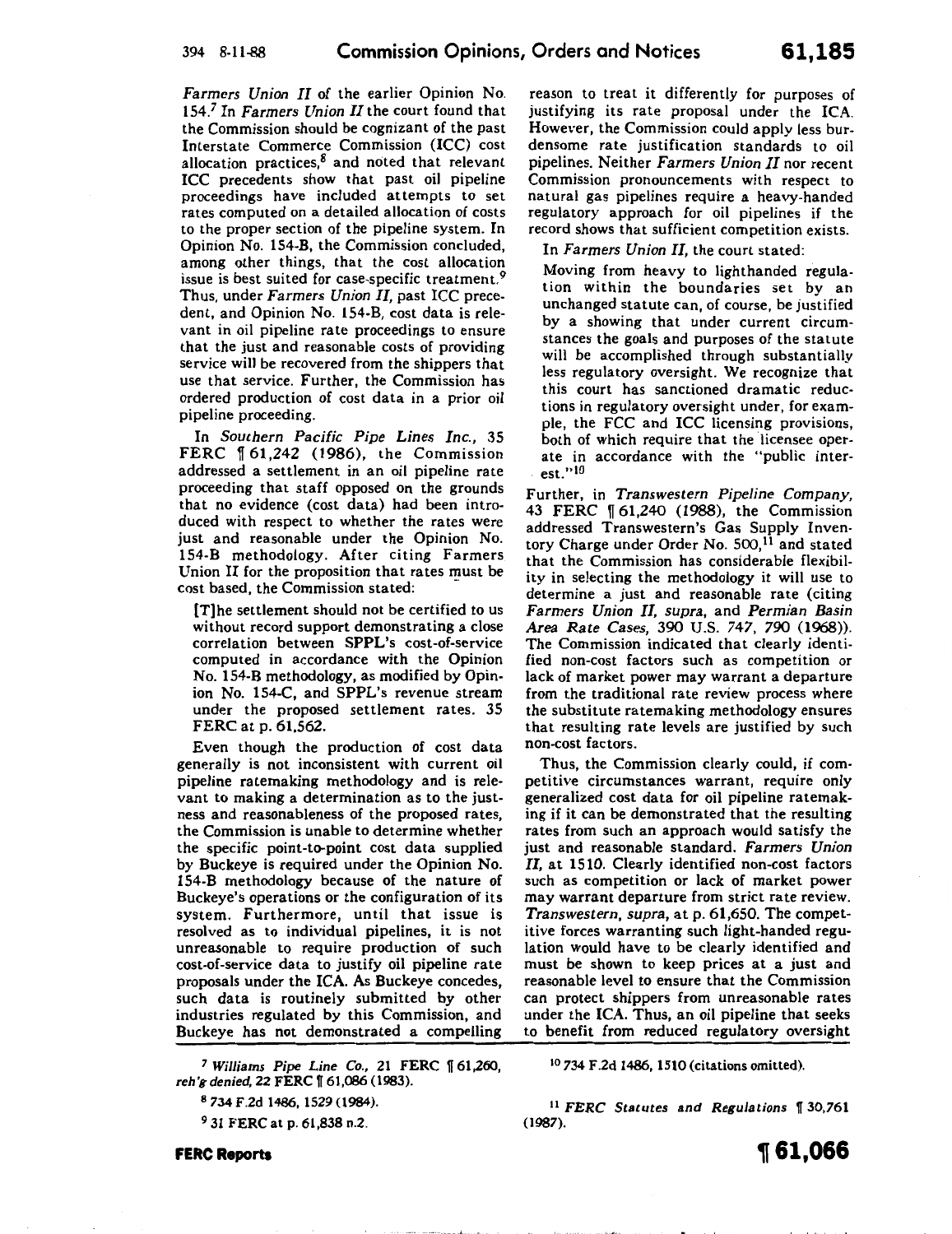*Farmers Union II* of the earlier Opinion No. 154.[7] In *Farmers Union II* the court found that the Commission should be cognizant of the past Interstate Commerce Commission (ICC) cost allocation practices,[8] and noted that relevant ICC precedents show that past oil pipeline proceedings have included attempts to set rates computed on a detailed allocation of costs to the proper section of the pipeline system. In Opinion No. 154-B, the Commission concluded, among other things, that the cost allocation issue is best suited for case-specific treatment.[9] Thus, under *Farmers Union II*, past ICC precedent, and Opinion No. 154-B, cost data is relevant in oil pipeline rate proceedings to ensure that the just and reasonable costs of providing service will be recovered from the shippers that use that service. Further, the Commission has ordered production of cost data in a prior oil pipeline proceeding.

In *Southern Pacific Pipe Lines Inc.*, 35 FERC ¶ 61,242 (1986), the Commission addressed a settlement in an oil pipeline rate proceeding that staff opposed on the grounds that no evidence (cost data) had been introduced with respect to whether the rates were just and reasonable under the Opinion No. 154-B methodology. After citing Farmers Union II for the proposition that rates must be cost based, the Commission stated:

> [T]he settlement should not be certified to us without record support demonstrating a close correlation between SPPL's cost-of-service computed in accordance with the Opinion No. 154-B methodology, as modified by Opinion No. 154-C, and SPPL's revenue stream under the proposed settlement rates. 35 FERC at p. 61,562.

Even though the production of cost data generally is not inconsistent with current oil pipeline ratemaking methodology and is relevant to making a determination as to the justness and reasonableness of the proposed rates, the Commission is unable to determine whether the specific point-to-point cost data supplied by Buckeye is required under the Opinion No. 154-B methodology because of the nature of Buckeye's operations or the configuration of its system. Furthermore, until that issue is resolved as to individual pipelines, it is not unreasonable to require production of such cost-of-service data to justify oil pipeline rate proposals under the ICA. As Buckeye concedes, such data is routinely submitted by other industries regulated by this Commission, and Buckeye has not demonstrated a compelling reason to treat it differently for purposes of justifying its rate proposal under the ICA. However, the Commission could apply less burdensome rate justification standards to oil pipelines. Neither *Farmers Union II* nor recent Commission pronouncements with respect to natural gas pipelines require a heavy-handed regulatory approach for oil pipelines if the record shows that sufficient competition exists.

In *Farmers Union II*, the court stated:

> Moving from heavy to lighthanded regulation within the boundaries set by an unchanged statute can, of course, be justified by a showing that under current circumstances the goals and purposes of the statute will be accomplished through substantially less regulatory oversight. We recognize that this court has sanctioned dramatic reductions in regulatory oversight under, for example, the FCC and ICC licensing provisions, both of which require that the licensee operate in accordance with the "public interest."[10]

Further, in *Transwestern Pipeline Company*, 43 FERC ¶ 61,240 (1988), the Commission addressed Transwestern's Gas Supply Inventory Charge under Order No. 500,[11] and stated that the Commission has considerable flexibility in selecting the methodology it will use to determine a just and reasonable rate (citing *Farmers Union II, supra*, and *Permian Basin Area Rate Cases*, 390 U.S. 747, 790 (1968)). The Commission indicated that clearly identified non-cost factors such as competition or lack of market power may warrant a departure from the traditional rate review process where the substitute ratemaking methodology ensures that resulting rate levels are justified by such non-cost factors.

Thus, the Commission clearly could, if competitive circumstances warrant, require only generalized cost data for oil pipeline ratemaking if it can be demonstrated that the resulting rates from such an approach would satisfy the just and reasonable standard. *Farmers Union II*, at 1510. Clearly identified non-cost factors such as competition or lack of market power may warrant departure from strict rate review. *Transwestern, supra*, at p. 61,650. The competitive forces warranting such light-handed regulation would have to be clearly identified and must be shown to keep prices at a just and reasonable level to ensure that the Commission can protect shippers from unreasonable rates under the ICA. Thus, an oil pipeline that seeks to benefit from reduced regulatory oversight

---

[7] *Williams Pipe Line Co.*, 21 FERC ¶ 61,260, *reh'g denied*, 22 FERC ¶ 61,086 (1983).

[8] 734 F.2d 1486, 1529 (1984).

[9] 31 FERC at p. 61,838 n.2.

[10] 734 F.2d 1486, 1510 (citations omitted).

[11] *FERC Statutes and Regulations* ¶ 30,761 (1987).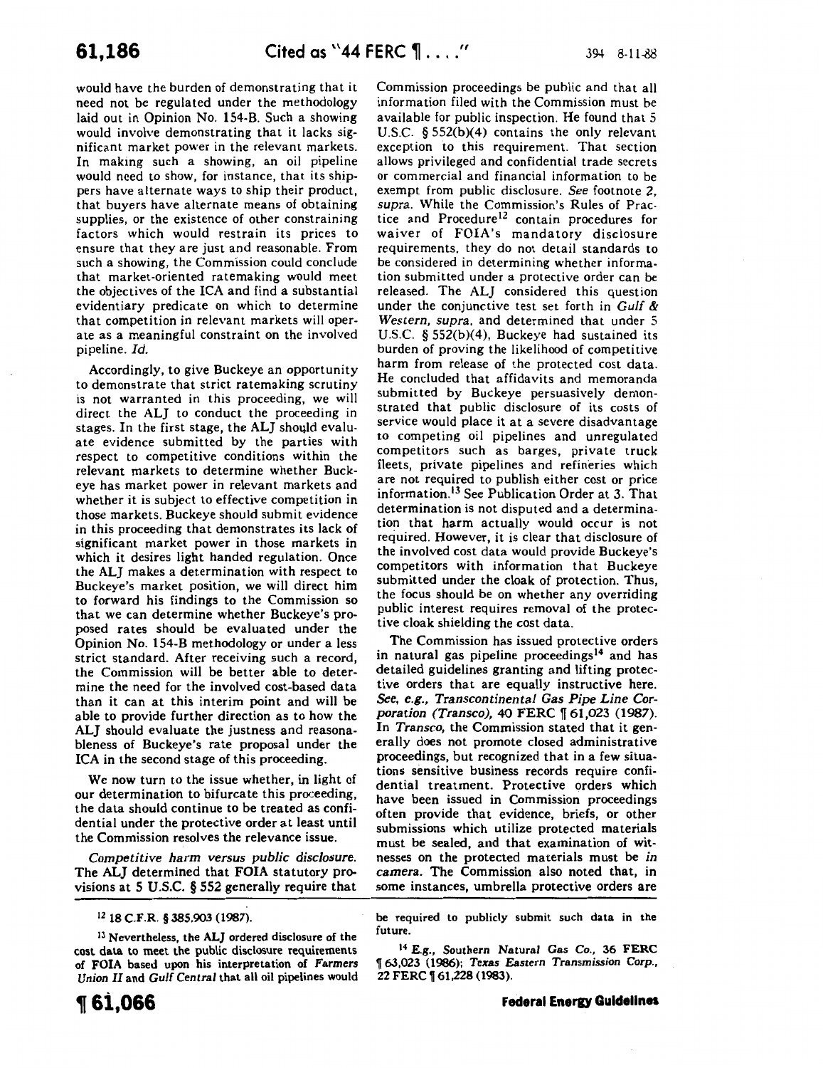would have the burden of demonstrating that it need not be regulated under the methodology laid out in Opinion No. 154-B. Such a showing would involve demonstrating that it lacks significant market power in the relevant markets. In making such a showing, an oil pipeline would need to show, for instance, that its shippers have alternate ways to ship their product, that buyers have alternate means of obtaining supplies, or the existence of other constraining factors which would restrain its prices to ensure that they are just and reasonable. From such a showing, the Commission could conclude that market-oriented ratemaking would meet the objectives of the ICA and find a substantial evidentiary predicate on which to determine that competition in relevant markets will operate as a meaningful constraint on the involved pipeline. *Id.*

Accordingly, to give Buckeye an opportunity to demonstrate that strict ratemaking scrutiny is not warranted in this proceeding, we will direct the ALJ to conduct the proceeding in stages. In the first stage, the ALJ should evaluate evidence submitted by the parties with respect to competitive conditions within the relevant markets to determine whether Buckeye has market power in relevant markets and whether it is subject to effective competition in those markets. Buckeye should submit evidence in this proceeding that demonstrates its lack of significant market power in those markets in which it desires light handed regulation. Once the ALJ makes a determination with respect to Buckeye's market position, we will direct him to forward his findings to the Commission so that we can determine whether Buckeye's proposed rates should be evaluated under the Opinion No. 154-B methodology or under a less strict standard. After receiving such a record, the Commission will be better able to determine the need for the involved cost-based data than it can at this interim point and will be able to provide further direction as to how the ALJ should evaluate the justness and reasonableness of Buckeye's rate proposal under the ICA in the second stage of this proceeding.

We now turn to the issue whether, in light of our determination to bifurcate this proceeding, the data should continue to be treated as confidential under the protective order at least until the Commission resolves the relevance issue.

*Competitive harm versus public disclosure.* The ALJ determined that FOIA statutory provisions at 5 U.S.C. § 552 generally require that Commission proceedings be public and that all information filed with the Commission must be available for public inspection. He found that 5 U.S.C. § 552(b)(4) contains the only relevant exception to this requirement. That section allows privileged and confidential trade secrets or commercial and financial information to be exempt from public disclosure. *See* footnote 2, *supra*. While the Commission's Rules of Practice and Procedure[12] contain procedures for waiver of FOIA's mandatory disclosure requirements, they do not detail standards to be considered in determining whether information submitted under a protective order can be released. The ALJ considered this question under the conjunctive test set forth in *Gulf & Western, supra*, and determined that under 5 U.S.C. § 552(b)(4), Buckeye had sustained its burden of proving the likelihood of competitive harm from release of the protected cost data. He concluded that affidavits and memoranda submitted by Buckeye persuasively demonstrated that public disclosure of its costs of service would place it at a severe disadvantage to competing oil pipelines and unregulated competitors such as barges, private truck fleets, private pipelines and refineries which are not required to publish either cost or price information.[13] See Publication Order at 3. That determination is not disputed and a determination that harm actually would occur is not required. However, it is clear that disclosure of the involved cost data would provide Buckeye's competitors with information that Buckeye submitted under the cloak of protection. Thus, the focus should be on whether any overriding public interest requires removal of the protective cloak shielding the cost data.

The Commission has issued protective orders in natural gas pipeline proceedings[14] and has detailed guidelines granting and lifting protective orders that are equally instructive here. *See, e.g., Transcontinental Gas Pipe Line Corporation (Transco)*, 40 FERC ¶ 61,023 (1987). In *Transco*, the Commission stated that it generally does not promote closed administrative proceedings, but recognized that in a few situations sensitive business records require confidential treatment. Protective orders which have been issued in Commission proceedings often provide that evidence, briefs, or other submissions which utilize protected materials must be sealed, and that examination of witnesses on the protected materials must be *in camera*. The Commission also noted that, in some instances, umbrella protective orders are

---

[12] 18 C.F.R. § 385.903 (1987).

[13] Nevertheless, the ALJ ordered disclosure of the cost data to meet the public disclosure requirements of FOIA based upon his interpretation of *Farmers Union II* and *Gulf Central* that all oil pipelines would be required to publicly submit such data in the future.

[14] *E.g., Southern Natural Gas Co.*, 36 FERC ¶ 63,023 (1986); *Texas Eastern Transmission Corp.*, 22 FERC ¶ 61,228 (1983).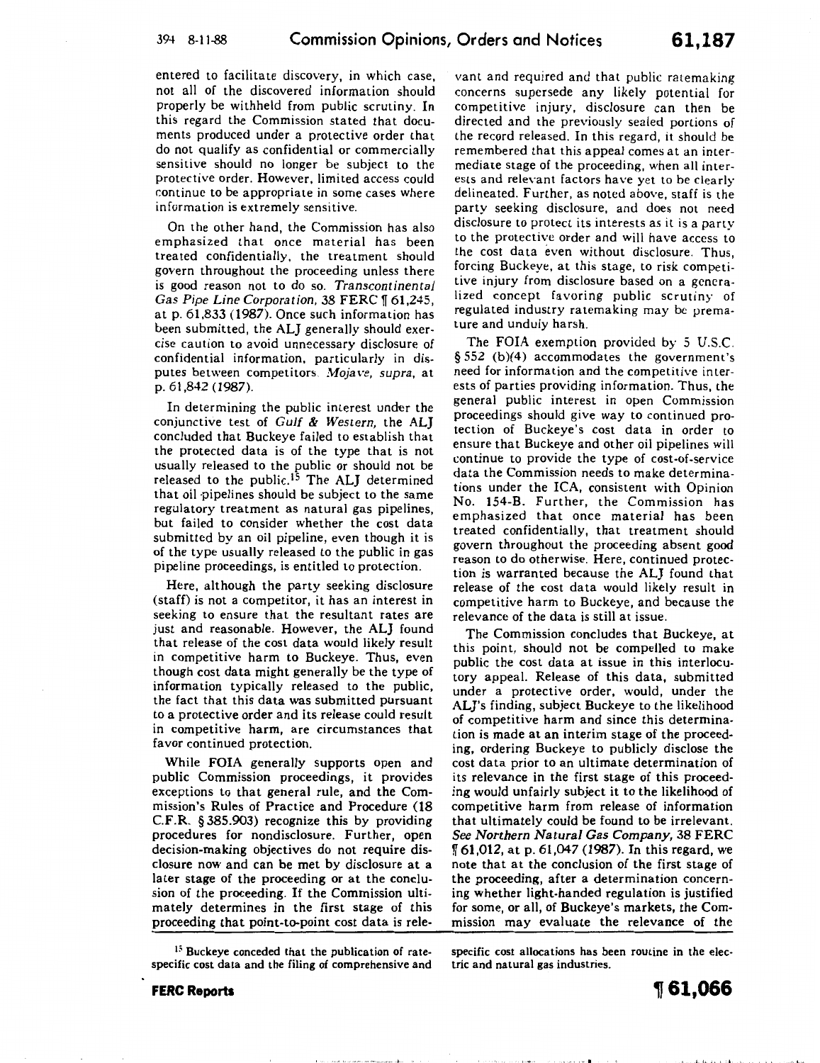entered to facilitate discovery, in which case, not all of the discovered information should properly be withheld from public scrutiny. In this regard the Commission stated that documents produced under a protective order that do not qualify as confidential or commercially sensitive should no longer be subject to the protective order. However, limited access could continue to be appropriate in some cases where information is extremely sensitive.

On the other hand, the Commission has also emphasized that once material has been treated confidentially, the treatment should govern throughout the proceeding unless there is good reason not to do so. *Transcontinental Gas Pipe Line Corporation*, 38 FERC ¶ 61,245, at p. 61,833 (1987). Once such information has been submitted, the ALJ generally should exercise caution to avoid unnecessary disclosure of confidential information, particularly in disputes between competitors. *Mojave, supra*, at p. 61,842 (1987).

In determining the public interest under the conjunctive test of *Gulf & Western*, the ALJ concluded that Buckeye failed to establish that the protected data is of the type that is not usually released to the public or should not be released to the public.[15] The ALJ determined that oil pipelines should be subject to the same regulatory treatment as natural gas pipelines, but failed to consider whether the cost data submitted by an oil pipeline, even though it is of the type usually released to the public in gas pipeline proceedings, is entitled to protection.

Here, although the party seeking disclosure (staff) is not a competitor, it has an interest in seeking to ensure that the resultant rates are just and reasonable. However, the ALJ found that release of the cost data would likely result in competitive harm to Buckeye. Thus, even though cost data might generally be the type of information typically released to the public, the fact that this data was submitted pursuant to a protective order and its release could result in competitive harm, are circumstances that favor continued protection.

While FOIA generally supports open and public Commission proceedings, it provides exceptions to that general rule, and the Commission's Rules of Practice and Procedure (18 C.F.R. § 385.903) recognize this by providing procedures for nondisclosure. Further, open decision-making objectives do not require disclosure now and can be met by disclosure at a later stage of the proceeding or at the conclusion of the proceeding. If the Commission ultimately determines in the first stage of this proceeding that point-to-point cost data is relevant and required and that public ratemaking concerns supersede any likely potential for competitive injury, disclosure can then be directed and the previously sealed portions of the record released. In this regard, it should be remembered that this appeal comes at an intermediate stage of the proceeding, when all interests and relevant factors have yet to be clearly delineated. Further, as noted above, staff is the party seeking disclosure, and does not need disclosure to protect its interests as it is a party to the protective order and will have access to the cost data even without disclosure. Thus, forcing Buckeye, at this stage, to risk competitive injury from disclosure based on a generalized concept favoring public scrutiny of regulated industry ratemaking may be premature and unduly harsh.

The FOIA exemption provided by 5 U.S.C. § 552 (b)(4) accommodates the government's need for information and the competitive interests of parties providing information. Thus, the general public interest in open Commission proceedings should give way to continued protection of Buckeye's cost data in order to ensure that Buckeye and other oil pipelines will continue to provide the type of cost-of-service data the Commission needs to make determinations under the ICA, consistent with Opinion No. 154-B. Further, the Commission has emphasized that once material has been treated confidentially, that treatment should govern throughout the proceeding absent good reason to do otherwise. Here, continued protection is warranted because the ALJ found that release of the cost data would likely result in competitive harm to Buckeye, and because the relevance of the data is still at issue.

The Commission concludes that Buckeye, at this point, should not be compelled to make public the cost data at issue in this interlocutory appeal. Release of this data, submitted under a protective order, would, under the ALJ's finding, subject Buckeye to the likelihood of competitive harm and since this determination is made at an interim stage of the proceeding, ordering Buckeye to publicly disclose the cost data prior to an ultimate determination of its relevance in the first stage of this proceeding would unfairly subject it to the likelihood of competitive harm from release of information that ultimately could be found to be irrelevant. *See Northern Natural Gas Company*, 38 FERC ¶ 61,012, at p. 61,047 (1987). In this regard, we note that at the conclusion of the first stage of the proceeding, after a determination concerning whether light-handed regulation is justified for some, or all, of Buckeye's markets, the Commission may evaluate the relevance of the

[15] Buckeye conceded that the publication of rate-specific cost data and the filing of comprehensive and specific cost allocations has been routine in the electric and natural gas industries.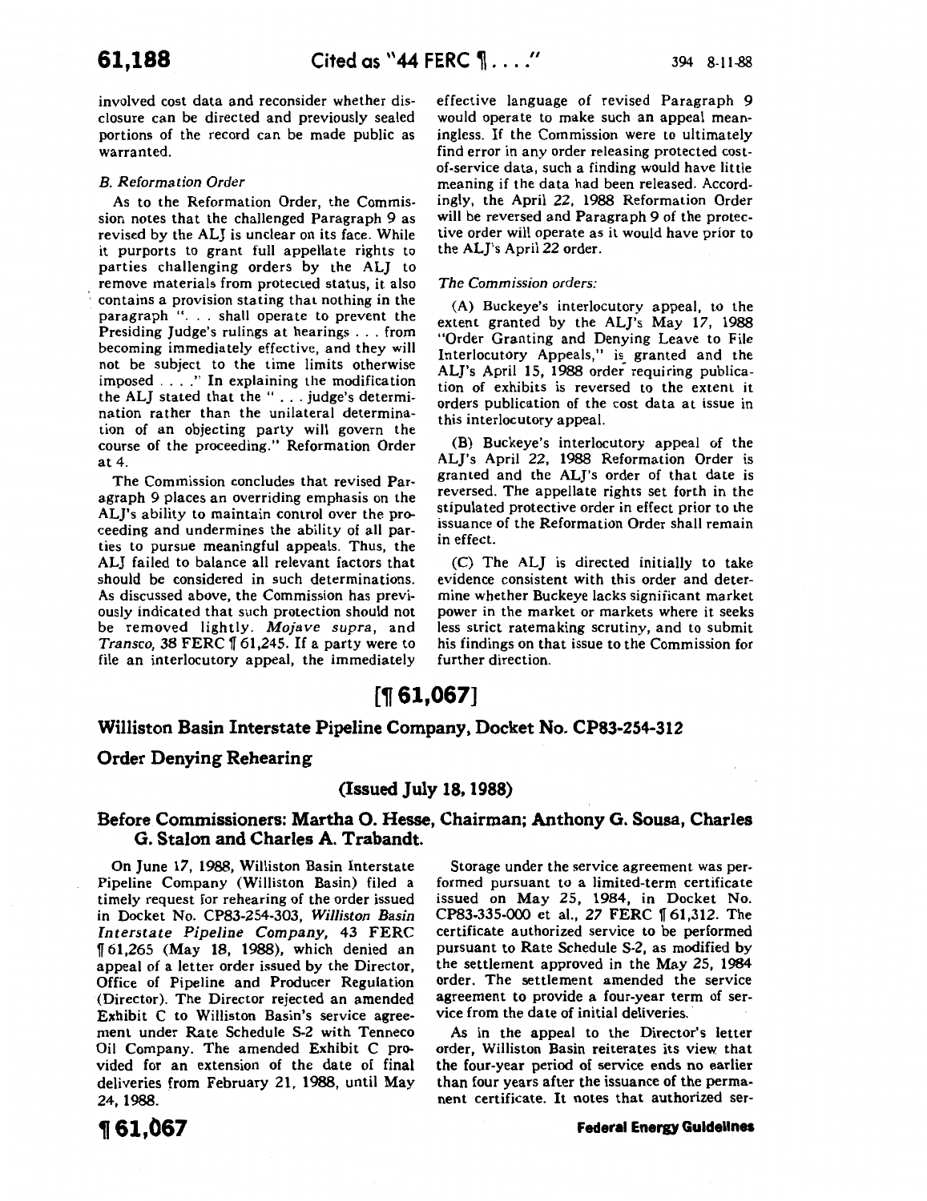involved cost data and reconsider whether disclosure can be directed and previously sealed portions of the record can be made public as warranted.

*B. Reformation Order*

As to the Reformation Order, the Commission notes that the challenged Paragraph 9 as revised by the ALJ is unclear on its face. While it purports to grant full appellate rights to parties challenging orders by the ALJ to remove materials from protected status, it also contains a provision stating that nothing in the paragraph ". . . shall operate to prevent the Presiding Judge's rulings at hearings . . . from becoming immediately effective, and they will not be subject to the time limits otherwise imposed . . . ." In explaining the modification the ALJ stated that the " . . . judge's determination rather than the unilateral determination of an objecting party will govern the course of the proceeding." Reformation Order at 4.

The Commission concludes that revised Paragraph 9 places an overriding emphasis on the ALJ's ability to maintain control over the proceeding and undermines the ability of all parties to pursue meaningful appeals. Thus, the ALJ failed to balance all relevant factors that should be considered in such determinations. As discussed above, the Commission has previously indicated that such protection should not be removed lightly. *Mojave supra*, and *Transco*, 38 FERC ¶ 61,245. If a party were to file an interlocutory appeal, the immediately effective language of revised Paragraph 9 would operate to make such an appeal meaningless. If the Commission were to ultimately find error in any order releasing protected cost-of-service data, such a finding would have little meaning if the data had been released. Accordingly, the April 22, 1988 Reformation Order will be reversed and Paragraph 9 of the protective order will operate as it would have prior to the ALJ's April 22 order.

*The Commission orders:*

(A) Buckeye's interlocutory appeal, to the extent granted by the ALJ's May 17, 1988 "Order Granting and Denying Leave to File Interlocutory Appeals," is granted and the ALJ's April 15, 1988 order requiring publication of exhibits is reversed to the extent it orders publication of the cost data at issue in this interlocutory appeal.

(B) Buckeye's interlocutory appeal of the ALJ's April 22, 1988 Reformation Order is granted and the ALJ's order of that date is reversed. The appellate rights set forth in the stipulated protective order in effect prior to the issuance of the Reformation Order shall remain in effect.

(C) The ALJ is directed initially to take evidence consistent with this order and determine whether Buckeye lacks significant market power in the market or markets where it seeks less strict ratemaking scrutiny, and to submit his findings on that issue to the Commission for further direction.

# [¶ 61,067]

## Williston Basin Interstate Pipeline Company, Docket No. CP83-254-312

## Order Denying Rehearing

### (Issued July 18, 1988)

### Before Commissioners: Martha O. Hesse, Chairman; Anthony G. Sousa, Charles G. Stalon and Charles A. Trabandt.

On June 17, 1988, Williston Basin Interstate Pipeline Company (Williston Basin) filed a timely request for rehearing of the order issued in Docket No. CP83-254-303, *Williston Basin Interstate Pipeline Company*, 43 FERC ¶ 61,265 (May 18, 1988), which denied an appeal of a letter order issued by the Director, Office of Pipeline and Producer Regulation (Director). The Director rejected an amended Exhibit C to Williston Basin's service agreement under Rate Schedule S-2 with Tenneco Oil Company. The amended Exhibit C provided for an extension of the date of final deliveries from February 21, 1988, until May 24, 1988.

Storage under the service agreement was performed pursuant to a limited-term certificate issued on May 25, 1984, in Docket No. CP83-335-000 et al., 27 FERC ¶ 61,312. The certificate authorized service to be performed pursuant to Rate Schedule S-2, as modified by the settlement approved in the May 25, 1984 order. The settlement amended the service agreement to provide a four-year term of service from the date of initial deliveries.

As in the appeal to the Director's letter order, Williston Basin reiterates its view that the four-year period of service ends no earlier than four years after the issuance of the permanent certificate. It notes that authorized ser-